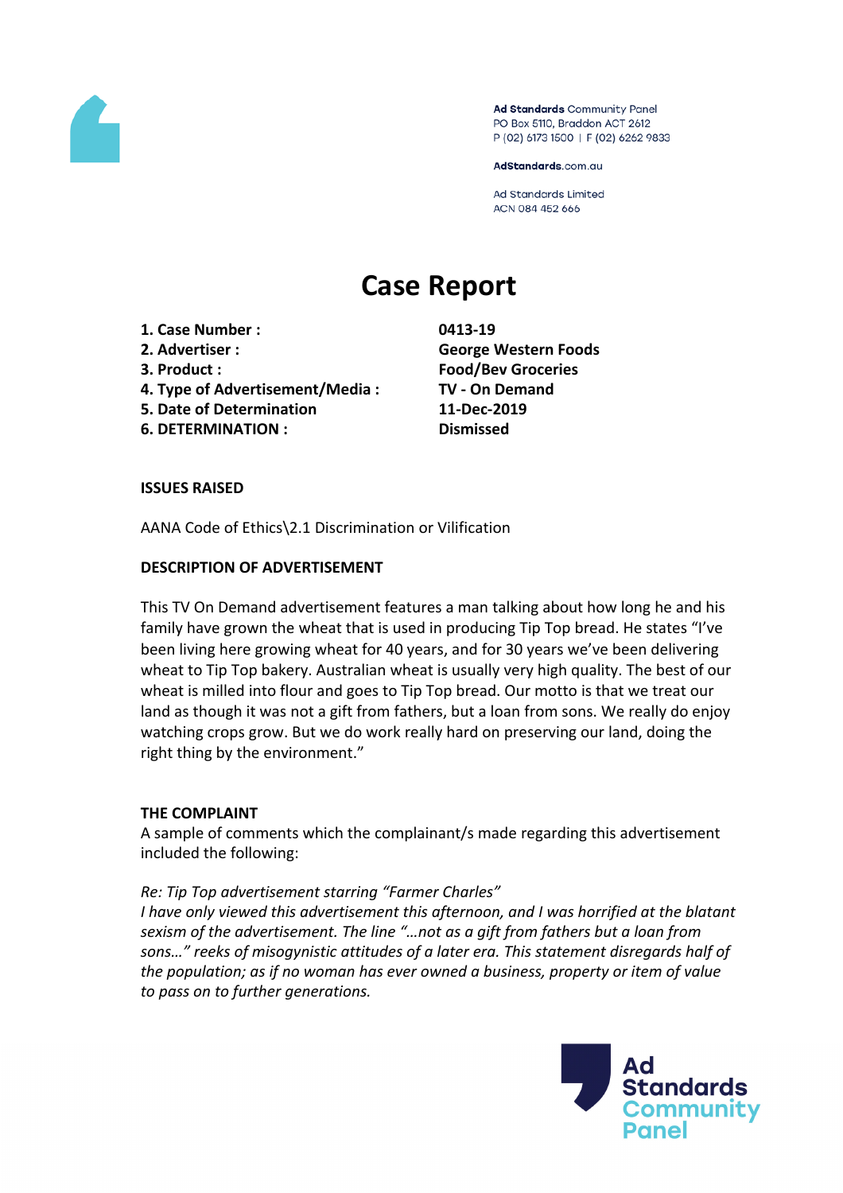Ad Standards Community Panel
PO Box 5110, Braddon ACT 2612
P (02) 6173 1500 | F (02) 6262 9833

AdStandards.com.au

Ad Standards Limited
ACN 084 452 666

# Case Report

| | |
|---|---|
| **1. Case Number :** | **0413-19** |
| **2. Advertiser :** | **George Western Foods** |
| **3. Product :** | **Food/Bev Groceries** |
| **4. Type of Advertisement/Media :** | **TV - On Demand** |
| **5. Date of Determination** | **11-Dec-2019** |
| **6. DETERMINATION :** | **Dismissed** |

**ISSUES RAISED**

AANA Code of Ethics\2.1 Discrimination or Vilification

**DESCRIPTION OF ADVERTISEMENT**

This TV On Demand advertisement features a man talking about how long he and his family have grown the wheat that is used in producing Tip Top bread. He states "I've been living here growing wheat for 40 years, and for 30 years we've been delivering wheat to Tip Top bakery. Australian wheat is usually very high quality. The best of our wheat is milled into flour and goes to Tip Top bread. Our motto is that we treat our land as though it was not a gift from fathers, but a loan from sons. We really do enjoy watching crops grow. But we do work really hard on preserving our land, doing the right thing by the environment."

**THE COMPLAINT**

A sample of comments which the complainant/s made regarding this advertisement included the following:

*Re: Tip Top advertisement starring "Farmer Charles"*
*I have only viewed this advertisement this afternoon, and I was horrified at the blatant sexism of the advertisement. The line "...not as a gift from fathers but a loan from sons..." reeks of misogynistic attitudes of a later era. This statement disregards half of the population; as if no woman has ever owned a business, property or item of value to pass on to further generations.*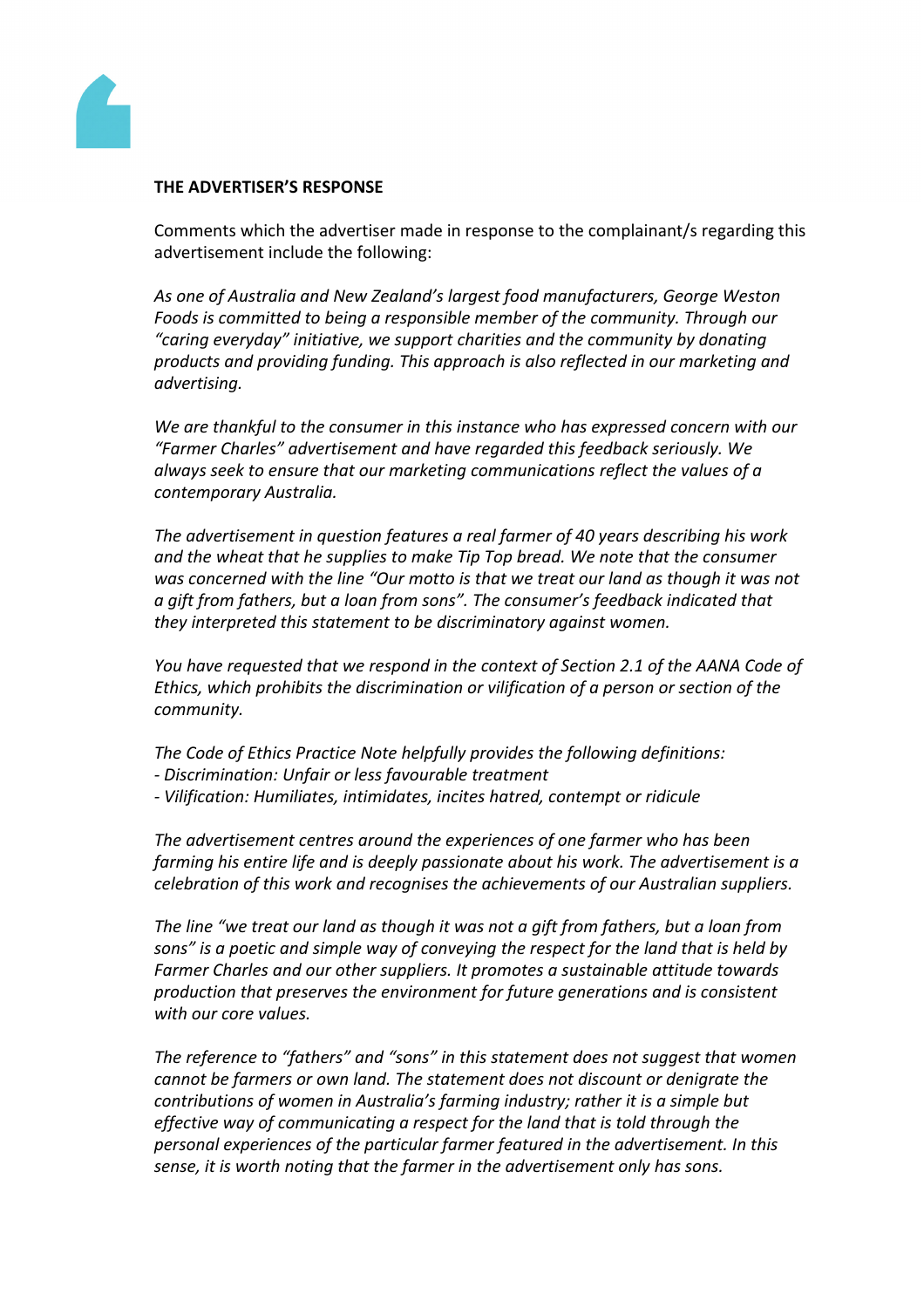**THE ADVERTISER'S RESPONSE**

Comments which the advertiser made in response to the complainant/s regarding this advertisement include the following:

*As one of Australia and New Zealand's largest food manufacturers, George Weston Foods is committed to being a responsible member of the community. Through our "caring everyday" initiative, we support charities and the community by donating products and providing funding. This approach is also reflected in our marketing and advertising.*

*We are thankful to the consumer in this instance who has expressed concern with our "Farmer Charles" advertisement and have regarded this feedback seriously. We always seek to ensure that our marketing communications reflect the values of a contemporary Australia.*

*The advertisement in question features a real farmer of 40 years describing his work and the wheat that he supplies to make Tip Top bread. We note that the consumer was concerned with the line "Our motto is that we treat our land as though it was not a gift from fathers, but a loan from sons". The consumer's feedback indicated that they interpreted this statement to be discriminatory against women.*

*You have requested that we respond in the context of Section 2.1 of the AANA Code of Ethics, which prohibits the discrimination or vilification of a person or section of the community.*

*The Code of Ethics Practice Note helpfully provides the following definitions:*
*- Discrimination: Unfair or less favourable treatment*
*- Vilification: Humiliates, intimidates, incites hatred, contempt or ridicule*

*The advertisement centres around the experiences of one farmer who has been farming his entire life and is deeply passionate about his work. The advertisement is a celebration of this work and recognises the achievements of our Australian suppliers.*

*The line "we treat our land as though it was not a gift from fathers, but a loan from sons" is a poetic and simple way of conveying the respect for the land that is held by Farmer Charles and our other suppliers. It promotes a sustainable attitude towards production that preserves the environment for future generations and is consistent with our core values.*

*The reference to "fathers" and "sons" in this statement does not suggest that women cannot be farmers or own land. The statement does not discount or denigrate the contributions of women in Australia's farming industry; rather it is a simple but effective way of communicating a respect for the land that is told through the personal experiences of the particular farmer featured in the advertisement. In this sense, it is worth noting that the farmer in the advertisement only has sons.*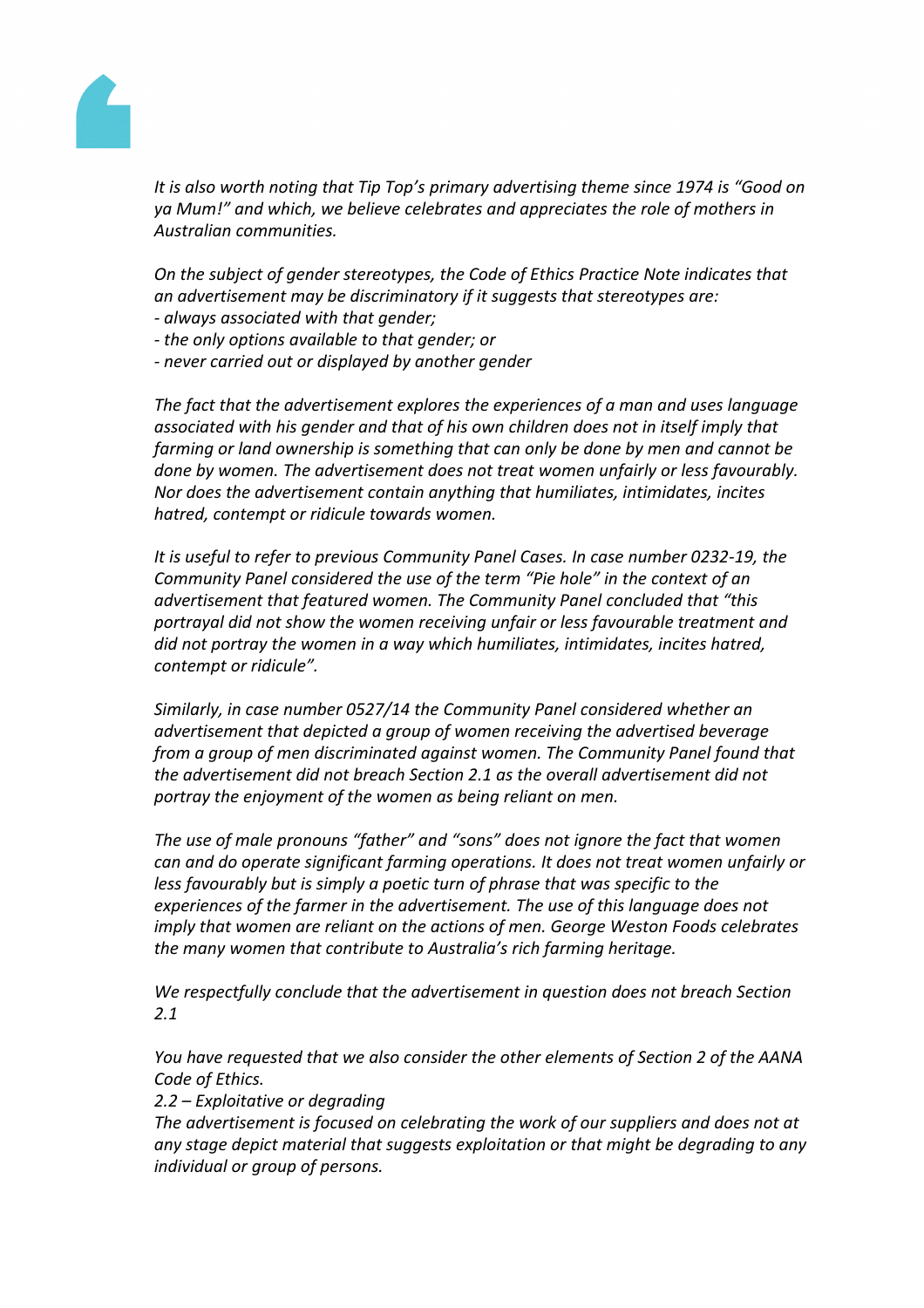*It is also worth noting that Tip Top's primary advertising theme since 1974 is "Good on ya Mum!" and which, we believe celebrates and appreciates the role of mothers in Australian communities.*

*On the subject of gender stereotypes, the Code of Ethics Practice Note indicates that an advertisement may be discriminatory if it suggests that stereotypes are:*
*- always associated with that gender;*
*- the only options available to that gender; or*
*- never carried out or displayed by another gender*

*The fact that the advertisement explores the experiences of a man and uses language associated with his gender and that of his own children does not in itself imply that farming or land ownership is something that can only be done by men and cannot be done by women. The advertisement does not treat women unfairly or less favourably. Nor does the advertisement contain anything that humiliates, intimidates, incites hatred, contempt or ridicule towards women.*

*It is useful to refer to previous Community Panel Cases. In case number 0232-19, the Community Panel considered the use of the term "Pie hole" in the context of an advertisement that featured women. The Community Panel concluded that "this portrayal did not show the women receiving unfair or less favourable treatment and did not portray the women in a way which humiliates, intimidates, incites hatred, contempt or ridicule".*

*Similarly, in case number 0527/14 the Community Panel considered whether an advertisement that depicted a group of women receiving the advertised beverage from a group of men discriminated against women. The Community Panel found that the advertisement did not breach Section 2.1 as the overall advertisement did not portray the enjoyment of the women as being reliant on men.*

*The use of male pronouns "father" and "sons" does not ignore the fact that women can and do operate significant farming operations. It does not treat women unfairly or less favourably but is simply a poetic turn of phrase that was specific to the experiences of the farmer in the advertisement. The use of this language does not imply that women are reliant on the actions of men. George Weston Foods celebrates the many women that contribute to Australia's rich farming heritage.*

*We respectfully conclude that the advertisement in question does not breach Section 2.1*

*You have requested that we also consider the other elements of Section 2 of the AANA Code of Ethics.*
*2.2 – Exploitative or degrading*
*The advertisement is focused on celebrating the work of our suppliers and does not at any stage depict material that suggests exploitation or that might be degrading to any individual or group of persons.*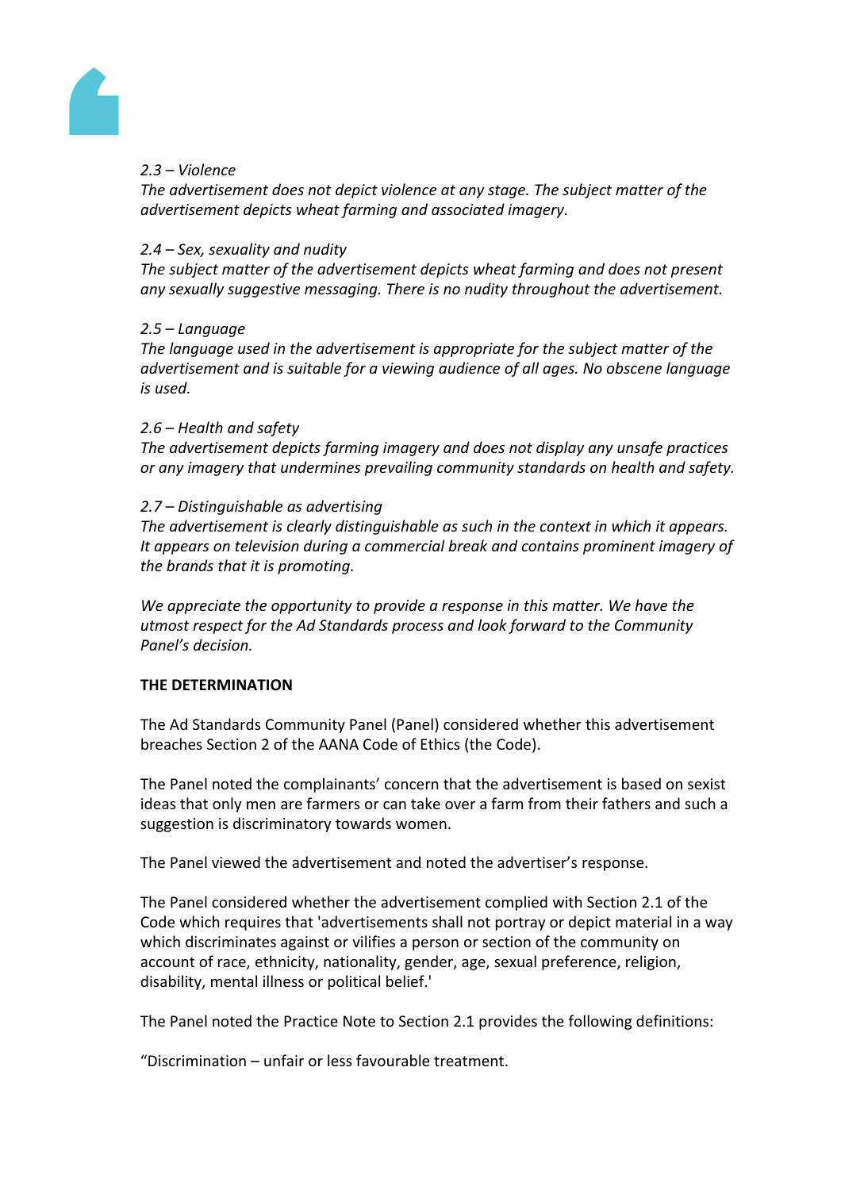*2.3 – Violence*
*The advertisement does not depict violence at any stage. The subject matter of the advertisement depicts wheat farming and associated imagery.*

*2.4 – Sex, sexuality and nudity*
*The subject matter of the advertisement depicts wheat farming and does not present any sexually suggestive messaging. There is no nudity throughout the advertisement.*

*2.5 – Language*
*The language used in the advertisement is appropriate for the subject matter of the advertisement and is suitable for a viewing audience of all ages. No obscene language is used.*

*2.6 – Health and safety*
*The advertisement depicts farming imagery and does not display any unsafe practices or any imagery that undermines prevailing community standards on health and safety.*

*2.7 – Distinguishable as advertising*
*The advertisement is clearly distinguishable as such in the context in which it appears. It appears on television during a commercial break and contains prominent imagery of the brands that it is promoting.*

*We appreciate the opportunity to provide a response in this matter. We have the utmost respect for the Ad Standards process and look forward to the Community Panel's decision.*

**THE DETERMINATION**

The Ad Standards Community Panel (Panel) considered whether this advertisement breaches Section 2 of the AANA Code of Ethics (the Code).

The Panel noted the complainants' concern that the advertisement is based on sexist ideas that only men are farmers or can take over a farm from their fathers and such a suggestion is discriminatory towards women.

The Panel viewed the advertisement and noted the advertiser's response.

The Panel considered whether the advertisement complied with Section 2.1 of the Code which requires that 'advertisements shall not portray or depict material in a way which discriminates against or vilifies a person or section of the community on account of race, ethnicity, nationality, gender, age, sexual preference, religion, disability, mental illness or political belief.'

The Panel noted the Practice Note to Section 2.1 provides the following definitions:

"Discrimination – unfair or less favourable treatment.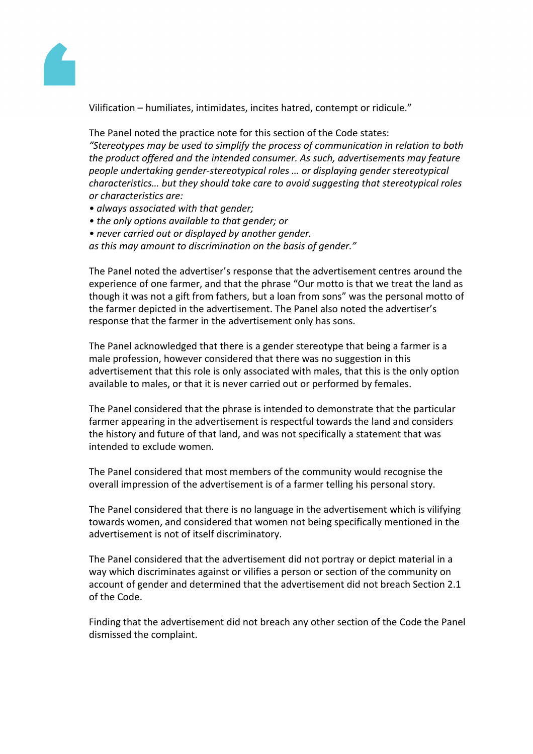Vilification – humiliates, intimidates, incites hatred, contempt or ridicule."

The Panel noted the practice note for this section of the Code states:
*"Stereotypes may be used to simplify the process of communication in relation to both the product offered and the intended consumer. As such, advertisements may feature people undertaking gender-stereotypical roles … or displaying gender stereotypical characteristics… but they should take care to avoid suggesting that stereotypical roles or characteristics are:*
- *always associated with that gender;*
- *the only options available to that gender; or*
- *never carried out or displayed by another gender.*

*as this may amount to discrimination on the basis of gender."*

The Panel noted the advertiser's response that the advertisement centres around the experience of one farmer, and that the phrase "Our motto is that we treat the land as though it was not a gift from fathers, but a loan from sons" was the personal motto of the farmer depicted in the advertisement. The Panel also noted the advertiser's response that the farmer in the advertisement only has sons.

The Panel acknowledged that there is a gender stereotype that being a farmer is a male profession, however considered that there was no suggestion in this advertisement that this role is only associated with males, that this is the only option available to males, or that it is never carried out or performed by females.

The Panel considered that the phrase is intended to demonstrate that the particular farmer appearing in the advertisement is respectful towards the land and considers the history and future of that land, and was not specifically a statement that was intended to exclude women.

The Panel considered that most members of the community would recognise the overall impression of the advertisement is of a farmer telling his personal story.

The Panel considered that there is no language in the advertisement which is vilifying towards women, and considered that women not being specifically mentioned in the advertisement is not of itself discriminatory.

The Panel considered that the advertisement did not portray or depict material in a way which discriminates against or vilifies a person or section of the community on account of gender and determined that the advertisement did not breach Section 2.1 of the Code.

Finding that the advertisement did not breach any other section of the Code the Panel dismissed the complaint.